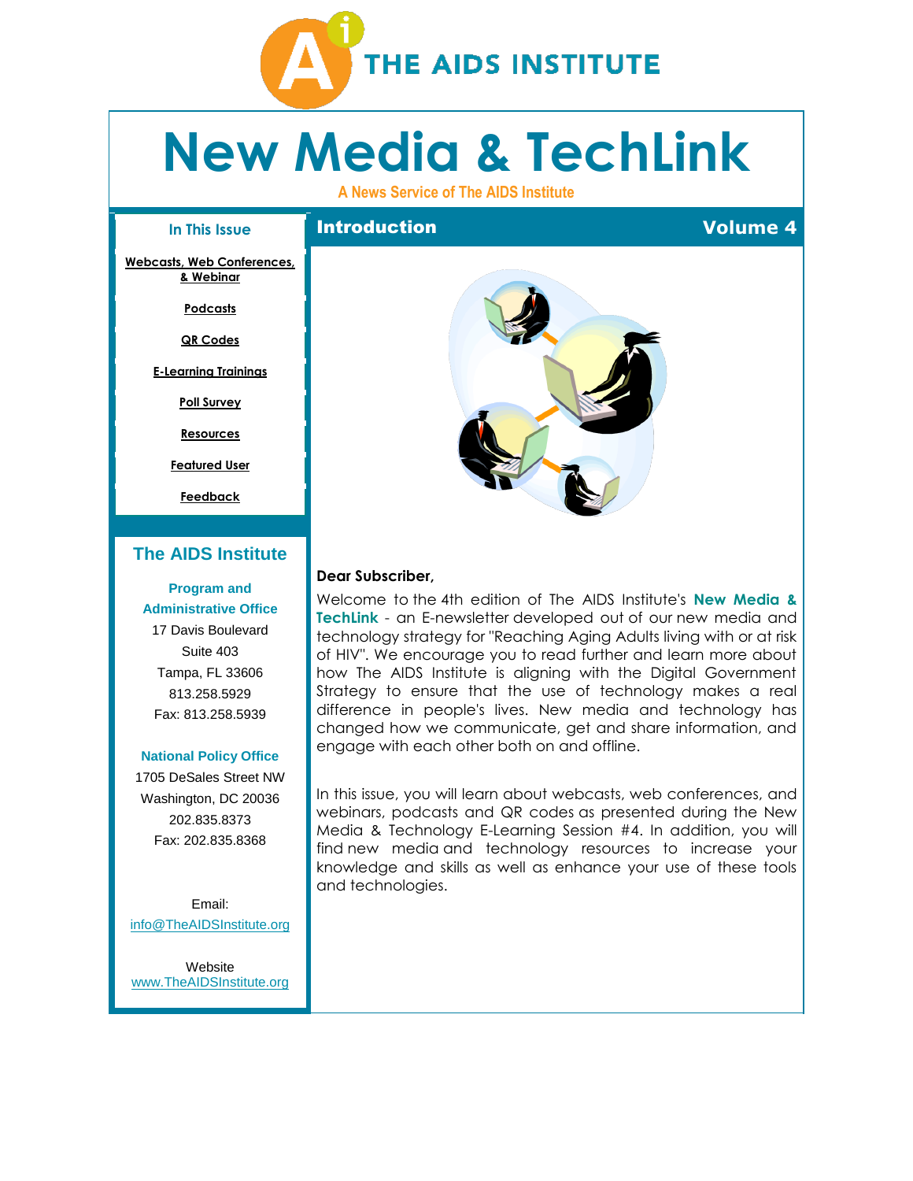THE AIDS INSTITUTE

# New Media & TechLink

**A News Service of The AIDS Institute**

### In This Issue

- Webcasts, Web Conferences, & Webinar
- Podcasts
- QR Codes
- E-Learning Trainings
- Poll Survey
- Resources
- Featured User
- Feedback

### The AIDS Institute

**Program and Administrative Office**
17 Davis Boulevard
Suite 403
Tampa, FL 33606
813.258.5929
Fax: 813.258.5939

**National Policy Office**
1705 DeSales Street NW
Washington, DC 20036
202.835.8373
Fax: 202.835.8368

Email:
info@TheAIDSInstitute.org

Website
www.TheAIDSInstitute.org

## Introduction

**Volume 4**

**Dear Subscriber,**

Welcome to the 4th edition of The AIDS Institute's **New Media & TechLink** - an E-newsletter developed out of our new media and technology strategy for "Reaching Aging Adults living with or at risk of HIV". We encourage you to read further and learn more about how The AIDS Institute is aligning with the Digital Government Strategy to ensure that the use of technology makes a real difference in people's lives. New media and technology has changed how we communicate, get and share information, and engage with each other both on and offline.

In this issue, you will learn about webcasts, web conferences, and webinars, podcasts and QR codes as presented during the New Media & Technology E-Learning Session #4. In addition, you will find new media and technology resources to increase your knowledge and skills as well as enhance your use of these tools and technologies.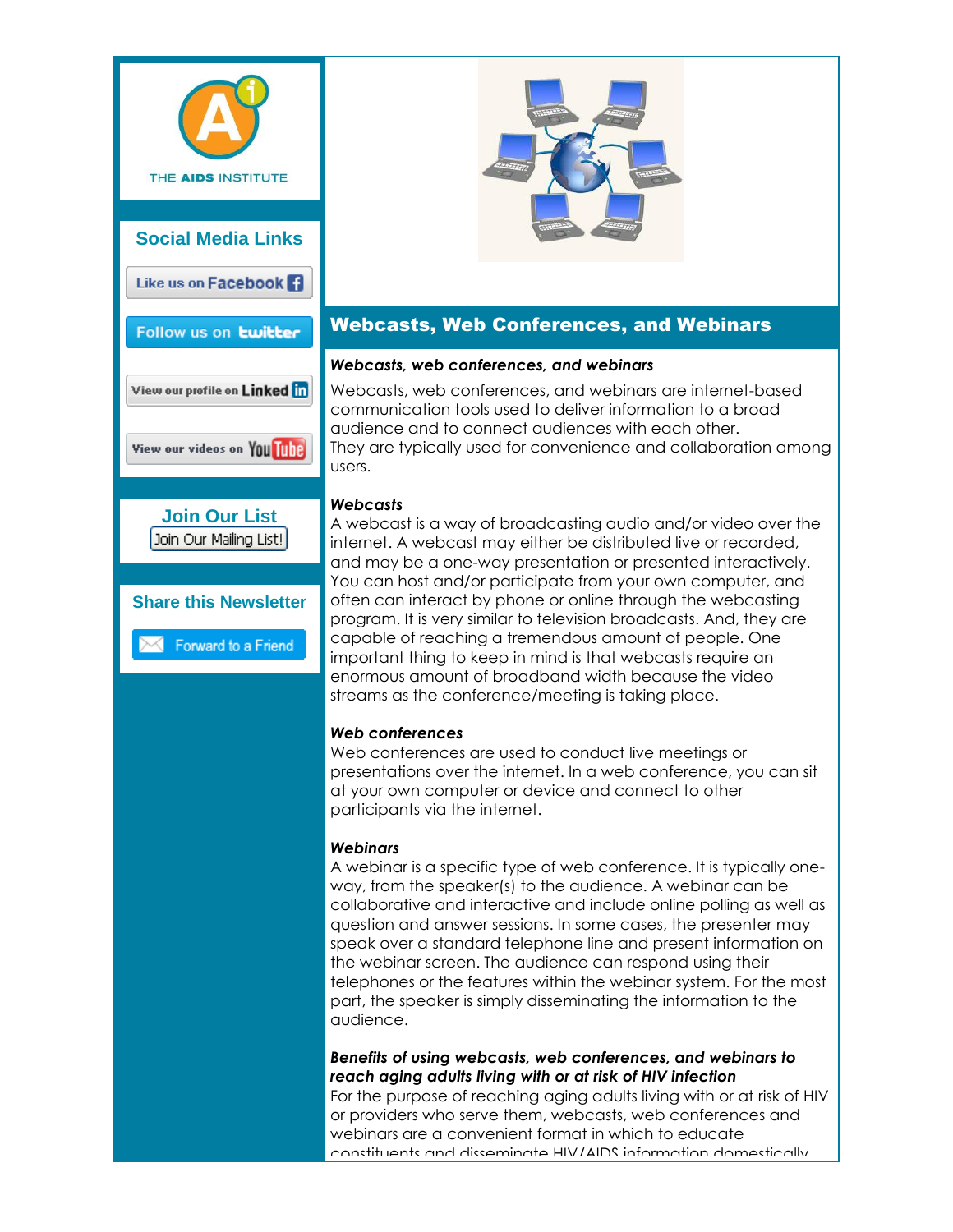THE AIDS INSTITUTE

## Social Media Links

Like us on Facebook

Follow us on twitter

View our profile on LinkedIn

View our videos on YouTube

## Join Our List

Join Our Mailing List!

## Share this Newsletter

Forward to a Friend

## Webcasts, Web Conferences, and Webinars

***Webcasts, web conferences, and webinars***

Webcasts, web conferences, and webinars are internet-based communication tools used to deliver information to a broad audience and to connect audiences with each other.
They are typically used for convenience and collaboration among users.

***Webcasts***

A webcast is a way of broadcasting audio and/or video over the internet. A webcast may either be distributed live or recorded, and may be a one-way presentation or presented interactively. You can host and/or participate from your own computer, and often can interact by phone or online through the webcasting program. It is very similar to television broadcasts. And, they are capable of reaching a tremendous amount of people. One important thing to keep in mind is that webcasts require an enormous amount of broadband width because the video streams as the conference/meeting is taking place.

***Web conferences***

Web conferences are used to conduct live meetings or presentations over the internet. In a web conference, you can sit at your own computer or device and connect to other participants via the internet.

***Webinars***

A webinar is a specific type of web conference. It is typically one-way, from the speaker(s) to the audience. A webinar can be collaborative and interactive and include online polling as well as question and answer sessions. In some cases, the presenter may speak over a standard telephone line and present information on the webinar screen. The audience can respond using their telephones or the features within the webinar system. For the most part, the speaker is simply disseminating the information to the audience.

***Benefits of using webcasts, web conferences, and webinars to reach aging adults living with or at risk of HIV infection***

For the purpose of reaching aging adults living with or at risk of HIV or providers who serve them, webcasts, web conferences and webinars are a convenient format in which to educate constituents and disseminate HIV/AIDS information domestically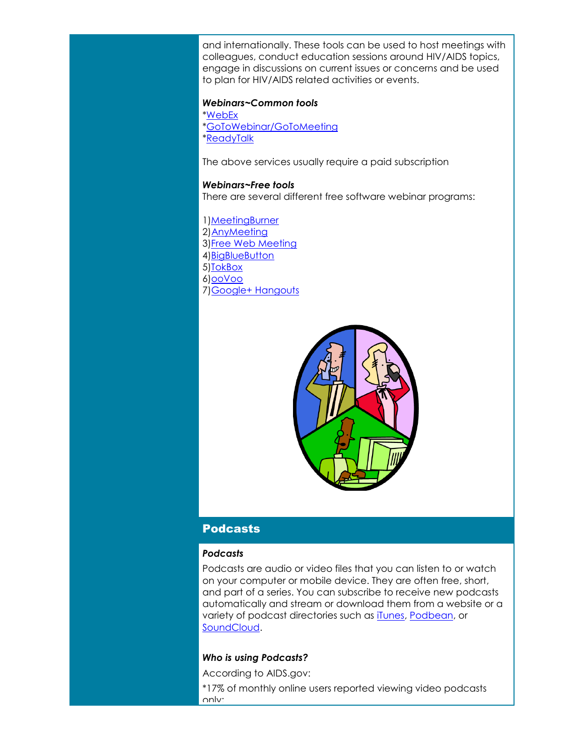and internationally. These tools can be used to host meetings with colleagues, conduct education sessions around HIV/AIDS topics, engage in discussions on current issues or concerns and be used to plan for HIV/AIDS related activities or events.

***Webinars~Common tools***

*WebEx
*GoToWebinar/GoToMeeting
*ReadyTalk

The above services usually require a paid subscription

***Webinars~Free tools***

There are several different free software webinar programs:

1)MeetingBurner
2)AnyMeeting
3)Free Web Meeting
4)BigBlueButton
5)TokBox
6)ooVoo
7)Google+ Hangouts

## Podcasts

***Podcasts***

Podcasts are audio or video files that you can listen to or watch on your computer or mobile device. They are often free, short, and part of a series. You can subscribe to receive new podcasts automatically and stream or download them from a website or a variety of podcast directories such as iTunes, Podbean, or SoundCloud.

***Who is using Podcasts?***

According to AIDS.gov:

*17% of monthly online users reported viewing video podcasts only;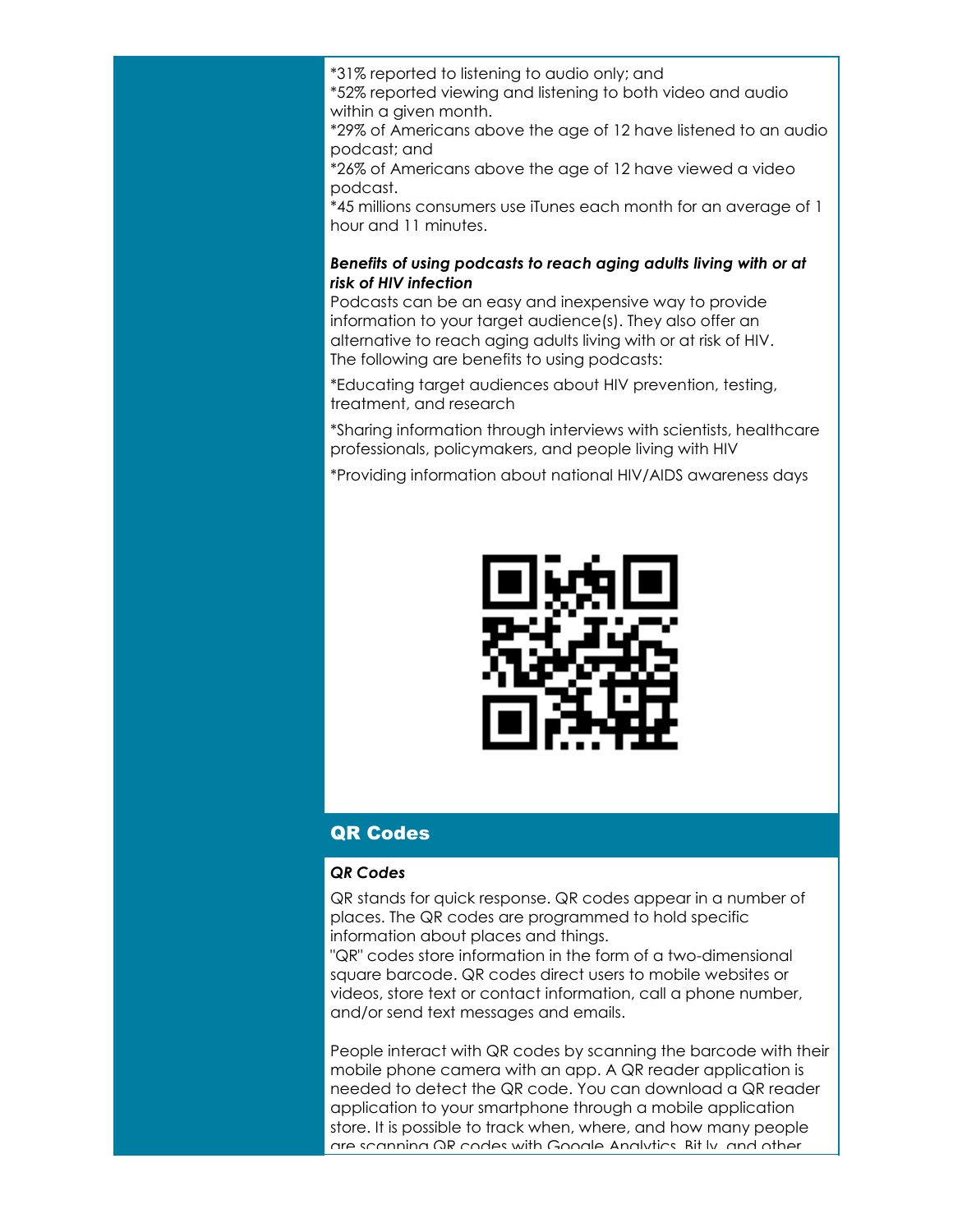*31% reported to listening to audio only; and
*52% reported viewing and listening to both video and audio within a given month.
*29% of Americans above the age of 12 have listened to an audio podcast; and
*26% of Americans above the age of 12 have viewed a video podcast.
*45 millions consumers use iTunes each month for an average of 1 hour and 11 minutes.

***Benefits of using podcasts to reach aging adults living with or at risk of HIV infection***

Podcasts can be an easy and inexpensive way to provide information to your target audience(s). They also offer an alternative to reach aging adults living with or at risk of HIV. The following are benefits to using podcasts:

*Educating target audiences about HIV prevention, testing, treatment, and research

*Sharing information through interviews with scientists, healthcare professionals, policymakers, and people living with HIV

*Providing information about national HIV/AIDS awareness days

## QR Codes

***QR Codes***

QR stands for quick response. QR codes appear in a number of places. The QR codes are programmed to hold specific information about places and things.
"QR" codes store information in the form of a two-dimensional square barcode. QR codes direct users to mobile websites or videos, store text or contact information, call a phone number, and/or send text messages and emails.

People interact with QR codes by scanning the barcode with their mobile phone camera with an app. A QR reader application is needed to detect the QR code. You can download a QR reader application to your smartphone through a mobile application store. It is possible to track when, where, and how many people are scanning QR codes with Google Analytics, Bit.ly, and other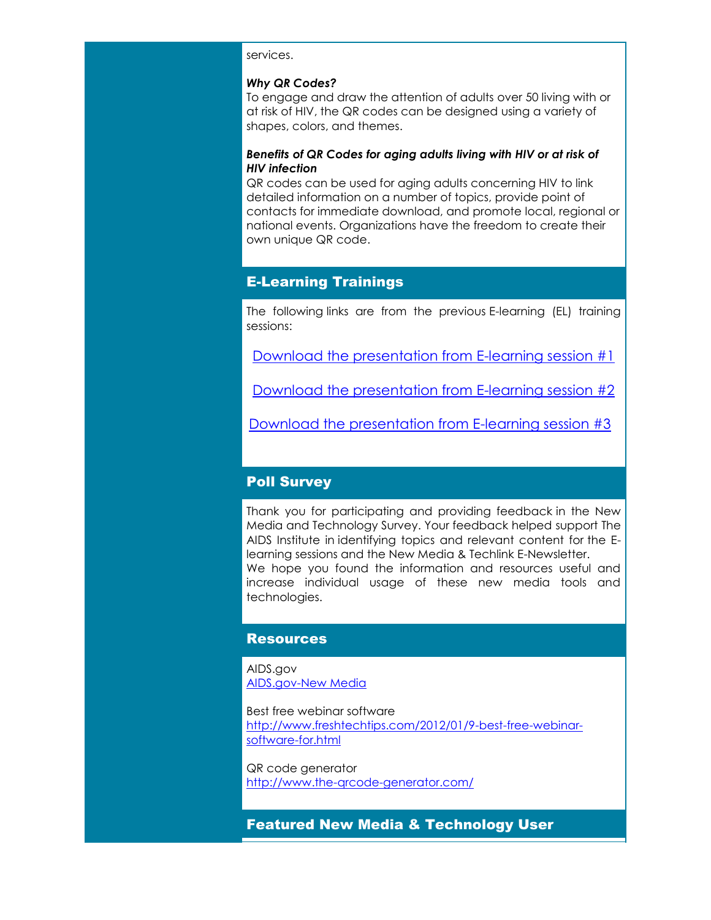services.

***Why QR Codes?***
To engage and draw the attention of adults over 50 living with or at risk of HIV, the QR codes can be designed using a variety of shapes, colors, and themes.

***Benefits of QR Codes for aging adults living with HIV or at risk of HIV infection***
QR codes can be used for aging adults concerning HIV to link detailed information on a number of topics, provide point of contacts for immediate download, and promote local, regional or national events. Organizations have the freedom to create their own unique QR code.

## E-Learning Trainings

The following links are from the previous E-learning (EL) training sessions:

Download the presentation from E-learning session #1

Download the presentation from E-learning session #2

Download the presentation from E-learning session #3

## Poll Survey

Thank you for participating and providing feedback in the New Media and Technology Survey. Your feedback helped support The AIDS Institute in identifying topics and relevant content for the E-learning sessions and the New Media & Techlink E-Newsletter.
We hope you found the information and resources useful and increase individual usage of these new media tools and technologies.

## Resources

AIDS.gov
AIDS.gov-New Media

Best free webinar software
http://www.freshtechtips.com/2012/01/9-best-free-webinar-software-for.html

QR code generator
http://www.the-qrcode-generator.com/

## Featured New Media & Technology User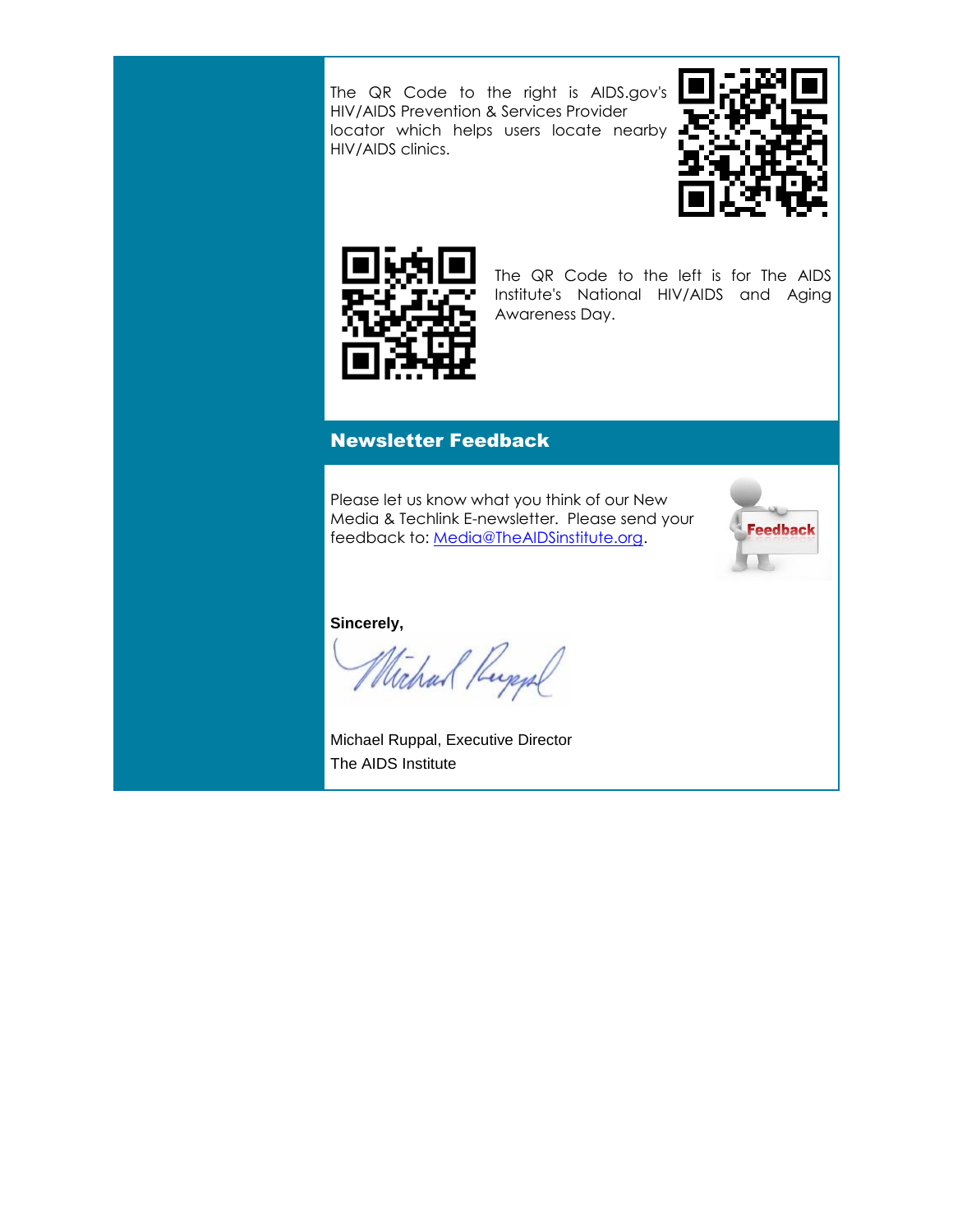The QR Code to the right is AIDS.gov's HIV/AIDS Prevention & Services Provider locator which helps users locate nearby HIV/AIDS clinics.

The QR Code to the left is for The AIDS Institute's National HIV/AIDS and Aging Awareness Day.

## Newsletter Feedback

Please let us know what you think of our New Media & Techlink E-newsletter. Please send your feedback to: [Media@TheAIDSinstitute.org](mailto:Media@TheAIDSinstitute.org).

**Sincerely,**

Michael Ruppal, Executive Director
The AIDS Institute